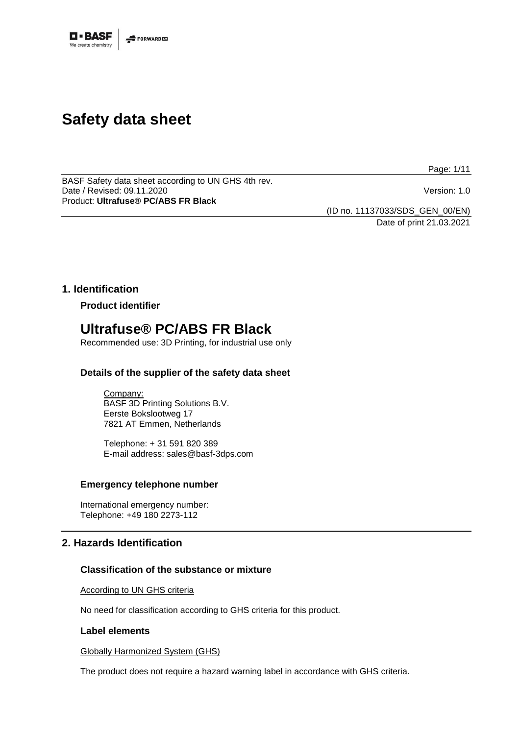# Safety data sheet

BASF Safety data sheet according to UN GHS 4th rev.
Date / Revised: 09.11.2020 Version: 1.0
Product: **Ultrafuse® PC/ABS FR Black**

(ID no. 11137033/SDS_GEN_00/EN)
Date of print 21.03.2021

## 1. Identification

### Product identifier

# Ultrafuse® PC/ABS FR Black

Recommended use: 3D Printing, for industrial use only

### Details of the supplier of the safety data sheet

Company:
BASF 3D Printing Solutions B.V.
Eerste Bokslootweg 17
7821 AT Emmen, Netherlands

Telephone: + 31 591 820 389
E-mail address: sales@basf-3dps.com

### Emergency telephone number

International emergency number:
Telephone: +49 180 2273-112

## 2. Hazards Identification

### Classification of the substance or mixture

According to UN GHS criteria

No need for classification according to GHS criteria for this product.

### Label elements

Globally Harmonized System (GHS)

The product does not require a hazard warning label in accordance with GHS criteria.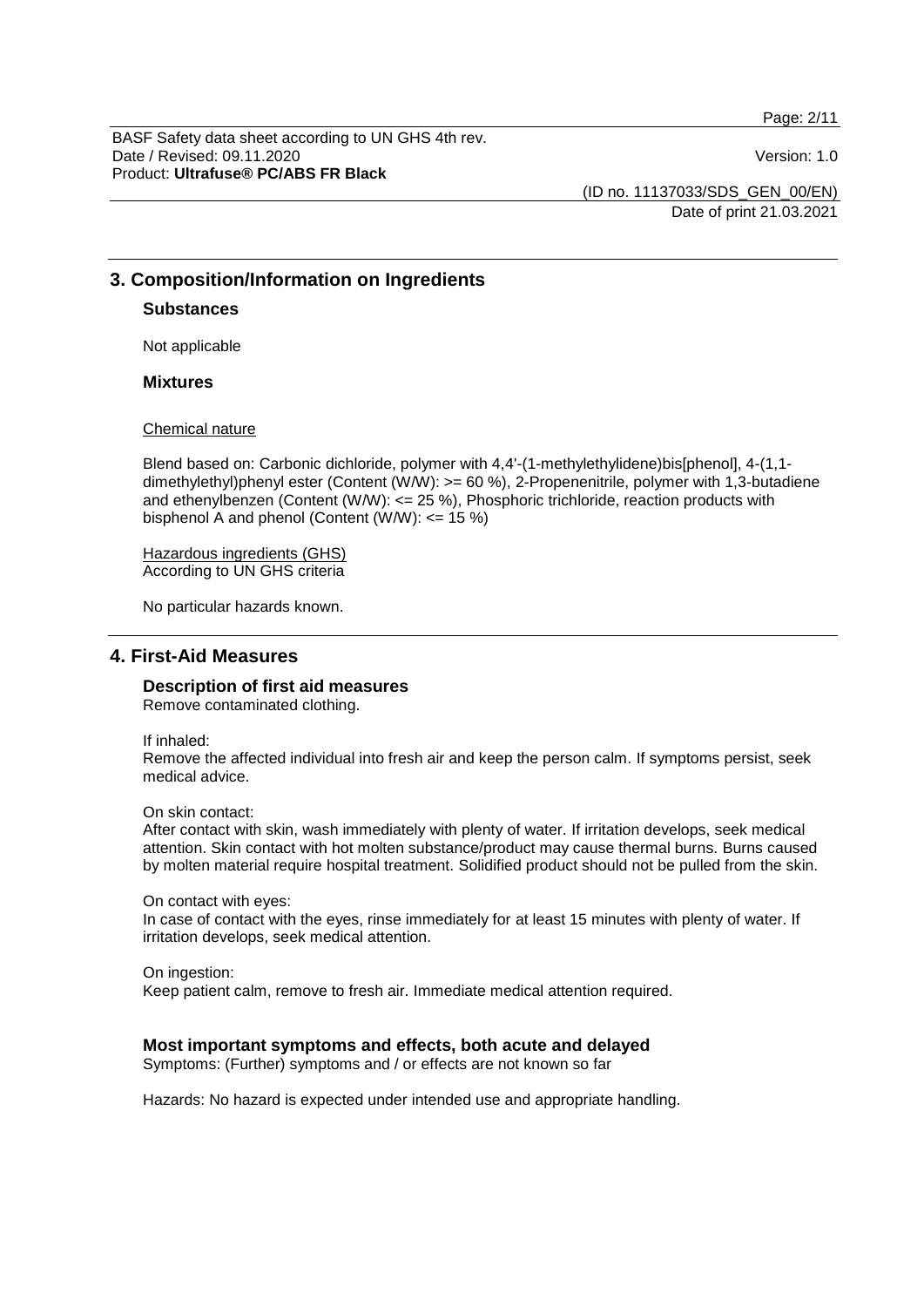## 3. Composition/Information on Ingredients

### Substances

Not applicable

### Mixtures

Chemical nature

Blend based on: Carbonic dichloride, polymer with 4,4'-(1-methylethylidene)bis[phenol], 4-(1,1-dimethylethyl)phenyl ester (Content (W/W): >= 60 %), 2-Propenenitrile, polymer with 1,3-butadiene and ethenylbenzen (Content (W/W): <= 25 %), Phosphoric trichloride, reaction products with bisphenol A and phenol (Content (W/W): <= 15 %)

Hazardous ingredients (GHS)
According to UN GHS criteria

No particular hazards known.

## 4. First-Aid Measures

### Description of first aid measures

Remove contaminated clothing.

If inhaled:
Remove the affected individual into fresh air and keep the person calm. If symptoms persist, seek medical advice.

On skin contact:
After contact with skin, wash immediately with plenty of water. If irritation develops, seek medical attention. Skin contact with hot molten substance/product may cause thermal burns. Burns caused by molten material require hospital treatment. Solidified product should not be pulled from the skin.

On contact with eyes:
In case of contact with the eyes, rinse immediately for at least 15 minutes with plenty of water. If irritation develops, seek medical attention.

On ingestion:
Keep patient calm, remove to fresh air. Immediate medical attention required.

### Most important symptoms and effects, both acute and delayed

Symptoms: (Further) symptoms and / or effects are not known so far

Hazards: No hazard is expected under intended use and appropriate handling.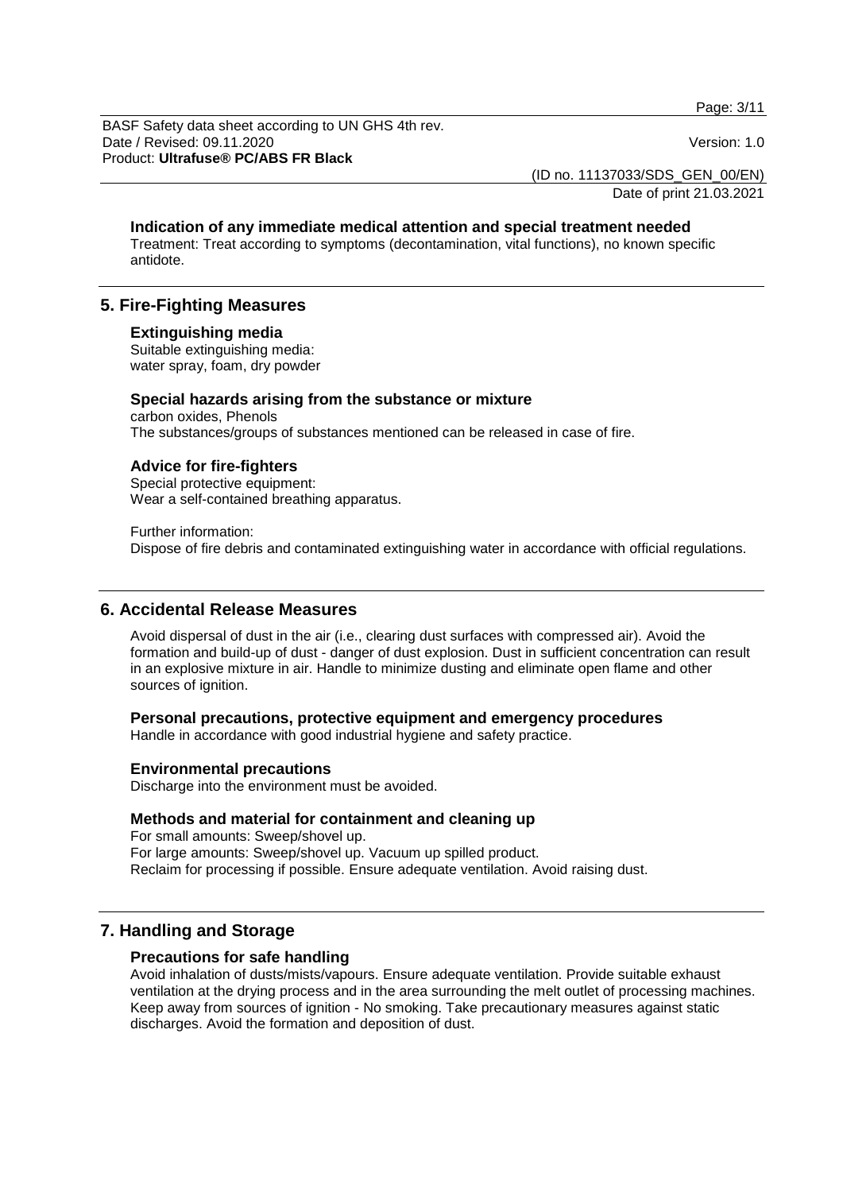### Indication of any immediate medical attention and special treatment needed

Treatment: Treat according to symptoms (decontamination, vital functions), no known specific antidote.

## 5. Fire-Fighting Measures

### Extinguishing media

Suitable extinguishing media:
water spray, foam, dry powder

### Special hazards arising from the substance or mixture

carbon oxides, Phenols
The substances/groups of substances mentioned can be released in case of fire.

### Advice for fire-fighters

Special protective equipment:
Wear a self-contained breathing apparatus.

Further information:
Dispose of fire debris and contaminated extinguishing water in accordance with official regulations.

## 6. Accidental Release Measures

Avoid dispersal of dust in the air (i.e., clearing dust surfaces with compressed air). Avoid the formation and build-up of dust - danger of dust explosion. Dust in sufficient concentration can result in an explosive mixture in air. Handle to minimize dusting and eliminate open flame and other sources of ignition.

### Personal precautions, protective equipment and emergency procedures

Handle in accordance with good industrial hygiene and safety practice.

### Environmental precautions

Discharge into the environment must be avoided.

### Methods and material for containment and cleaning up

For small amounts: Sweep/shovel up.
For large amounts: Sweep/shovel up. Vacuum up spilled product.
Reclaim for processing if possible. Ensure adequate ventilation. Avoid raising dust.

## 7. Handling and Storage

### Precautions for safe handling

Avoid inhalation of dusts/mists/vapours. Ensure adequate ventilation. Provide suitable exhaust ventilation at the drying process and in the area surrounding the melt outlet of processing machines. Keep away from sources of ignition - No smoking. Take precautionary measures against static discharges. Avoid the formation and deposition of dust.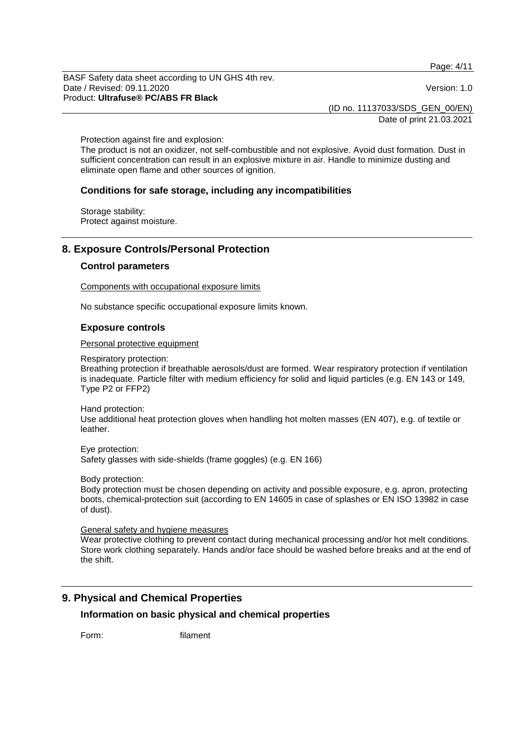Protection against fire and explosion:
The product is not an oxidizer, not self-combustible and not explosive. Avoid dust formation. Dust in sufficient concentration can result in an explosive mixture in air. Handle to minimize dusting and eliminate open flame and other sources of ignition.

### Conditions for safe storage, including any incompatibilities

Storage stability:
Protect against moisture.

## 8. Exposure Controls/Personal Protection

### Control parameters

Components with occupational exposure limits

No substance specific occupational exposure limits known.

### Exposure controls

Personal protective equipment

Respiratory protection:
Breathing protection if breathable aerosols/dust are formed. Wear respiratory protection if ventilation is inadequate. Particle filter with medium efficiency for solid and liquid particles (e.g. EN 143 or 149, Type P2 or FFP2)

Hand protection:
Use additional heat protection gloves when handling hot molten masses (EN 407), e.g. of textile or leather.

Eye protection:
Safety glasses with side-shields (frame goggles) (e.g. EN 166)

Body protection:
Body protection must be chosen depending on activity and possible exposure, e.g. apron, protecting boots, chemical-protection suit (according to EN 14605 in case of splashes or EN ISO 13982 in case of dust).

General safety and hygiene measures
Wear protective clothing to prevent contact during mechanical processing and/or hot melt conditions. Store work clothing separately. Hands and/or face should be washed before breaks and at the end of the shift.

## 9. Physical and Chemical Properties

### Information on basic physical and chemical properties

Form: filament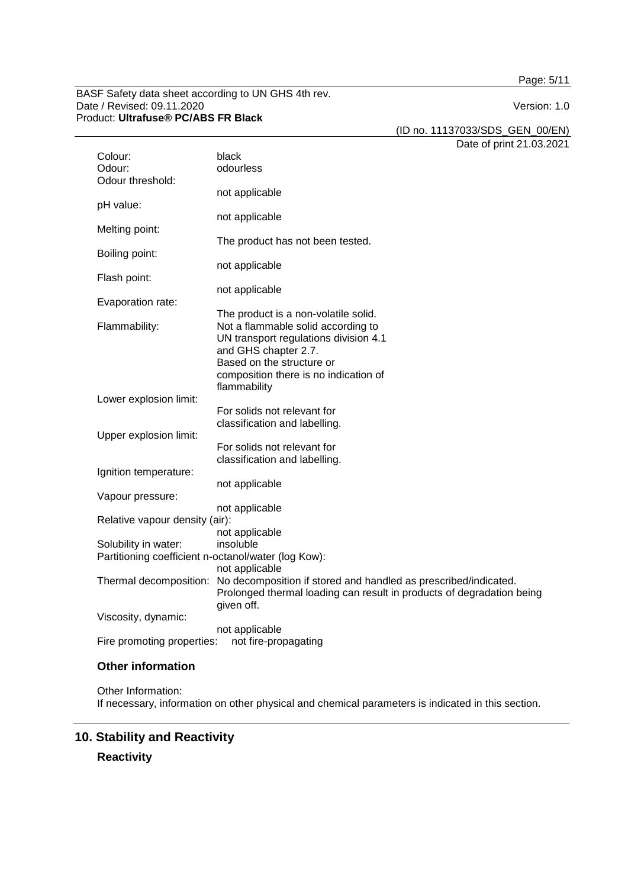Colour: black

Odour: odourless

Odour threshold:
not applicable

pH value:
not applicable

Melting point:
The product has not been tested.

Boiling point:
not applicable

Flash point:
not applicable

Evaporation rate:
The product is a non-volatile solid.

Flammability: Not a flammable solid according to UN transport regulations division 4.1 and GHS chapter 2.7.
Based on the structure or composition there is no indication of flammability

Lower explosion limit:
For solids not relevant for classification and labelling.

Upper explosion limit:
For solids not relevant for classification and labelling.

Ignition temperature:
not applicable

Vapour pressure:
not applicable

Relative vapour density (air):
not applicable

Solubility in water: insoluble

Partitioning coefficient n-octanol/water (log Kow):
not applicable

Thermal decomposition: No decomposition if stored and handled as prescribed/indicated.
Prolonged thermal loading can result in products of degradation being given off.

Viscosity, dynamic:
not applicable

Fire promoting properties: not fire-propagating

### Other information

Other Information:
If necessary, information on other physical and chemical parameters is indicated in this section.

## 10. Stability and Reactivity

### Reactivity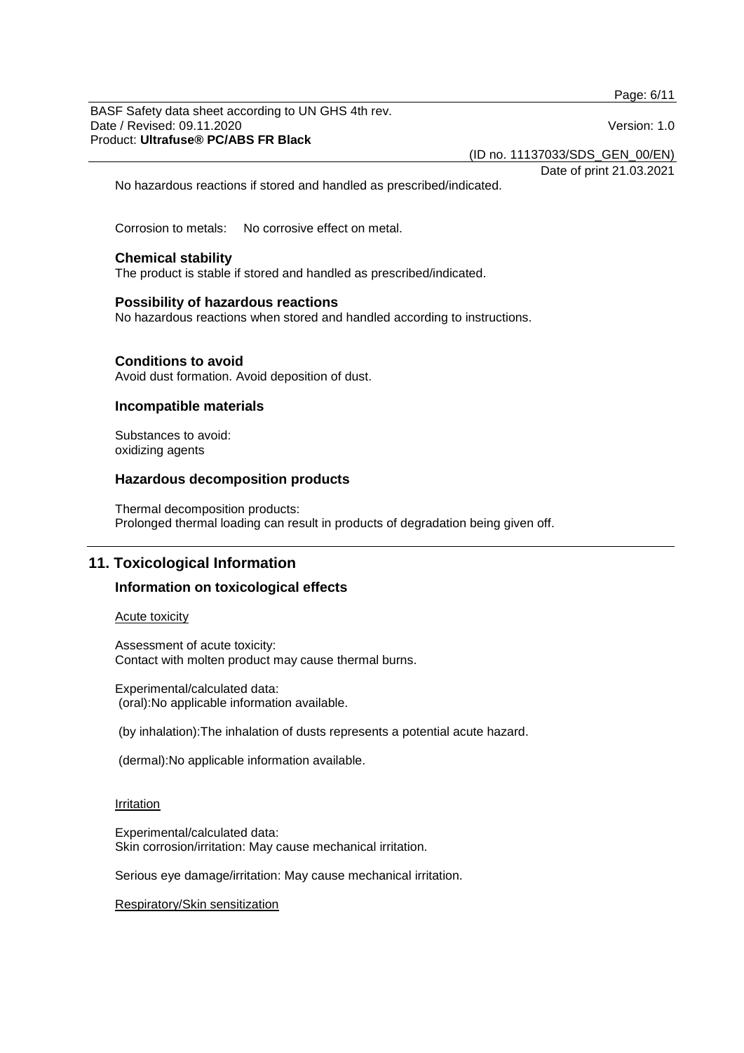No hazardous reactions if stored and handled as prescribed/indicated.

Corrosion to metals: No corrosive effect on metal.

### Chemical stability

The product is stable if stored and handled as prescribed/indicated.

### Possibility of hazardous reactions

No hazardous reactions when stored and handled according to instructions.

### Conditions to avoid

Avoid dust formation. Avoid deposition of dust.

### Incompatible materials

Substances to avoid:
oxidizing agents

### Hazardous decomposition products

Thermal decomposition products:
Prolonged thermal loading can result in products of degradation being given off.

## 11. Toxicological Information

### Information on toxicological effects

Acute toxicity

Assessment of acute toxicity:
Contact with molten product may cause thermal burns.

Experimental/calculated data:
(oral):No applicable information available.

(by inhalation):The inhalation of dusts represents a potential acute hazard.

(dermal):No applicable information available.

Irritation

Experimental/calculated data:
Skin corrosion/irritation: May cause mechanical irritation.

Serious eye damage/irritation: May cause mechanical irritation.

Respiratory/Skin sensitization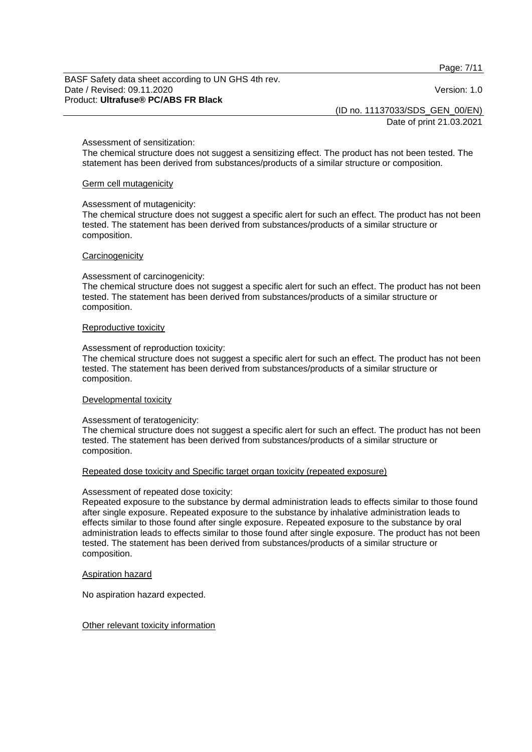Assessment of sensitization:
The chemical structure does not suggest a sensitizing effect. The product has not been tested. The statement has been derived from substances/products of a similar structure or composition.

## Germ cell mutagenicity

Assessment of mutagenicity:
The chemical structure does not suggest a specific alert for such an effect. The product has not been tested. The statement has been derived from substances/products of a similar structure or composition.

## Carcinogenicity

Assessment of carcinogenicity:
The chemical structure does not suggest a specific alert for such an effect. The product has not been tested. The statement has been derived from substances/products of a similar structure or composition.

## Reproductive toxicity

Assessment of reproduction toxicity:
The chemical structure does not suggest a specific alert for such an effect. The product has not been tested. The statement has been derived from substances/products of a similar structure or composition.

## Developmental toxicity

Assessment of teratogenicity:
The chemical structure does not suggest a specific alert for such an effect. The product has not been tested. The statement has been derived from substances/products of a similar structure or composition.

## Repeated dose toxicity and Specific target organ toxicity (repeated exposure)

Assessment of repeated dose toxicity:
Repeated exposure to the substance by dermal administration leads to effects similar to those found after single exposure. Repeated exposure to the substance by inhalative administration leads to effects similar to those found after single exposure. Repeated exposure to the substance by oral administration leads to effects similar to those found after single exposure. The product has not been tested. The statement has been derived from substances/products of a similar structure or composition.

## Aspiration hazard

No aspiration hazard expected.

## Other relevant toxicity information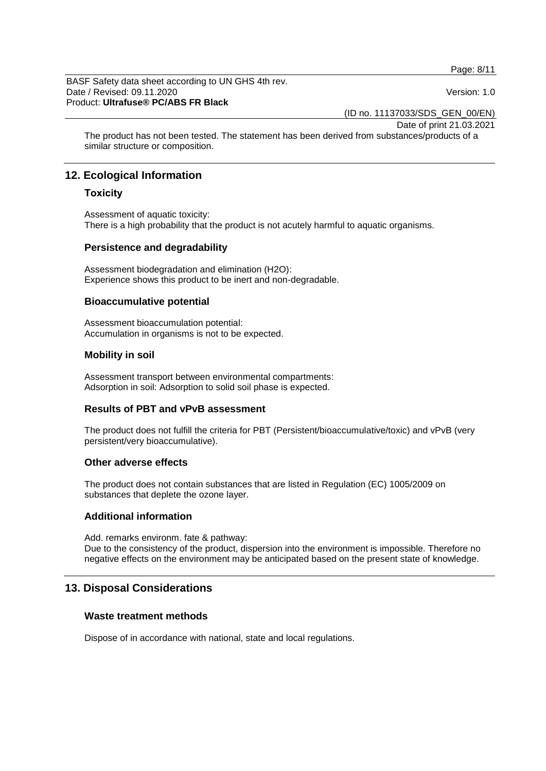The product has not been tested. The statement has been derived from substances/products of a similar structure or composition.

## 12. Ecological Information

### Toxicity

Assessment of aquatic toxicity:
There is a high probability that the product is not acutely harmful to aquatic organisms.

### Persistence and degradability

Assessment biodegradation and elimination ($H_2O$):
Experience shows this product to be inert and non-degradable.

### Bioaccumulative potential

Assessment bioaccumulation potential:
Accumulation in organisms is not to be expected.

### Mobility in soil

Assessment transport between environmental compartments:
Adsorption in soil: Adsorption to solid soil phase is expected.

### Results of PBT and vPvB assessment

The product does not fulfill the criteria for PBT (Persistent/bioaccumulative/toxic) and vPvB (very persistent/very bioaccumulative).

### Other adverse effects

The product does not contain substances that are listed in Regulation (EC) 1005/2009 on substances that deplete the ozone layer.

### Additional information

Add. remarks environm. fate & pathway:
Due to the consistency of the product, dispersion into the environment is impossible. Therefore no negative effects on the environment may be anticipated based on the present state of knowledge.

## 13. Disposal Considerations

### Waste treatment methods

Dispose of in accordance with national, state and local regulations.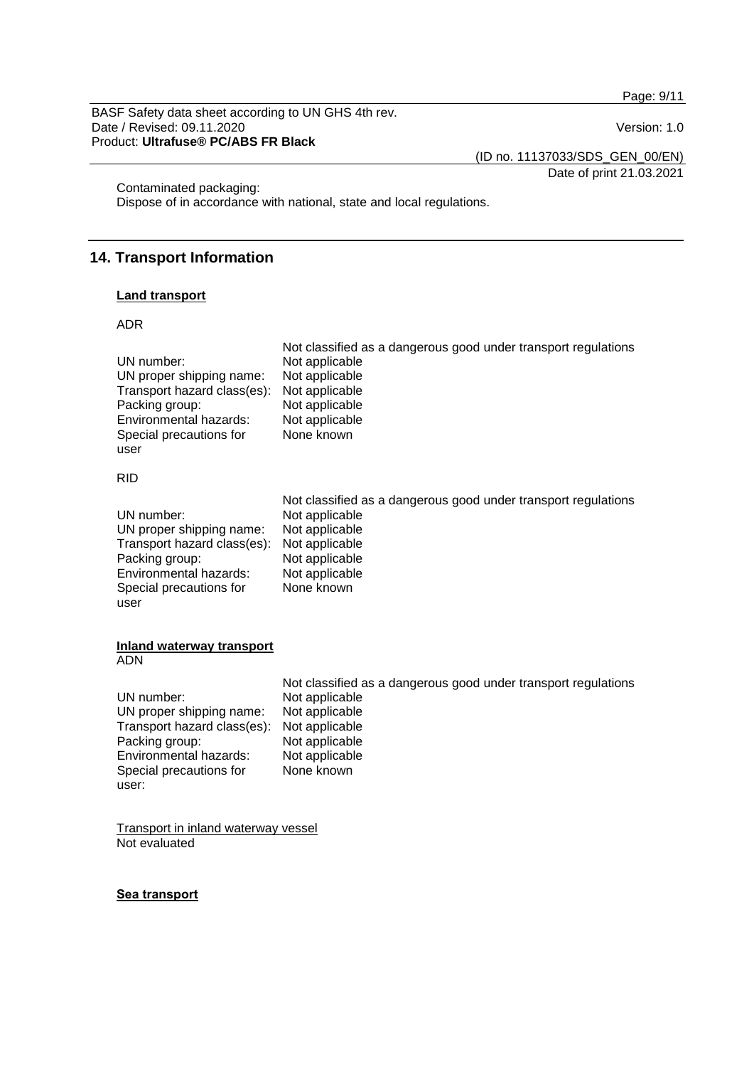Contaminated packaging:
Dispose of in accordance with national, state and local regulations.

## 14. Transport Information

**Land transport**

ADR

| | Not classified as a dangerous good under transport regulations |
|---|---|
| UN number: | Not applicable |
| UN proper shipping name: | Not applicable |
| Transport hazard class(es): | Not applicable |
| Packing group: | Not applicable |
| Environmental hazards: | Not applicable |
| Special precautions for user | None known |

RID

| | Not classified as a dangerous good under transport regulations |
|---|---|
| UN number: | Not applicable |
| UN proper shipping name: | Not applicable |
| Transport hazard class(es): | Not applicable |
| Packing group: | Not applicable |
| Environmental hazards: | Not applicable |
| Special precautions for user | None known |

**Inland waterway transport**
ADN

| | Not classified as a dangerous good under transport regulations |
|---|---|
| UN number: | Not applicable |
| UN proper shipping name: | Not applicable |
| Transport hazard class(es): | Not applicable |
| Packing group: | Not applicable |
| Environmental hazards: | Not applicable |
| Special precautions for user: | None known |

Transport in inland waterway vessel
Not evaluated

**Sea transport**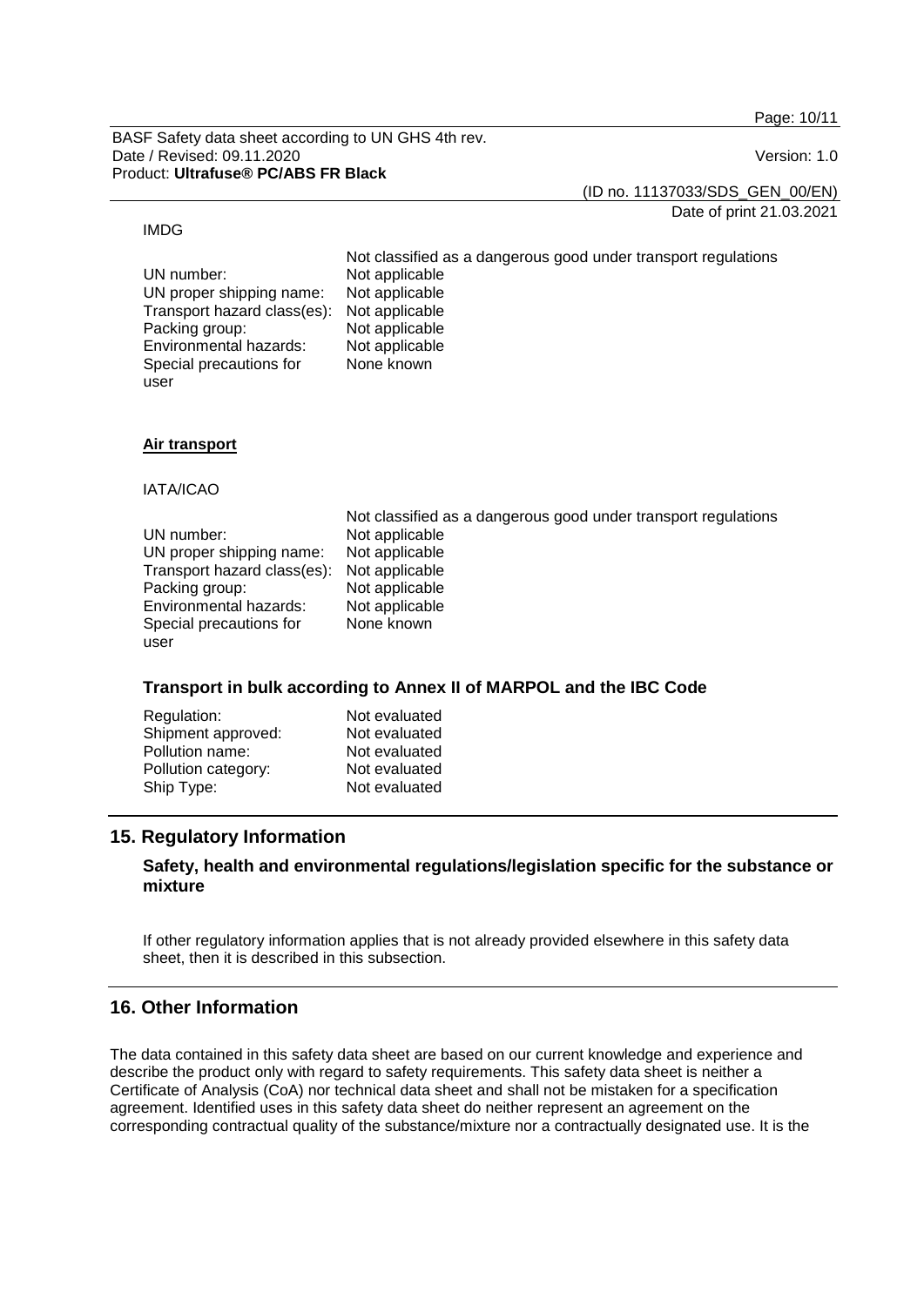IMDG

Not classified as a dangerous good under transport regulations

| | |
|---|---|
| UN number: | Not applicable |
| UN proper shipping name: | Not applicable |
| Transport hazard class(es): | Not applicable |
| Packing group: | Not applicable |
| Environmental hazards: | Not applicable |
| Special precautions for user | None known |

**Air transport**

IATA/ICAO

Not classified as a dangerous good under transport regulations

| | |
|---|---|
| UN number: | Not applicable |
| UN proper shipping name: | Not applicable |
| Transport hazard class(es): | Not applicable |
| Packing group: | Not applicable |
| Environmental hazards: | Not applicable |
| Special precautions for user | None known |

### Transport in bulk according to Annex II of MARPOL and the IBC Code

| | |
|---|---|
| Regulation: | Not evaluated |
| Shipment approved: | Not evaluated |
| Pollution name: | Not evaluated |
| Pollution category: | Not evaluated |
| Ship Type: | Not evaluated |

## 15. Regulatory Information

### Safety, health and environmental regulations/legislation specific for the substance or mixture

If other regulatory information applies that is not already provided elsewhere in this safety data sheet, then it is described in this subsection.

## 16. Other Information

The data contained in this safety data sheet are based on our current knowledge and experience and describe the product only with regard to safety requirements. This safety data sheet is neither a Certificate of Analysis (CoA) nor technical data sheet and shall not be mistaken for a specification agreement. Identified uses in this safety data sheet do neither represent an agreement on the corresponding contractual quality of the substance/mixture nor a contractually designated use. It is the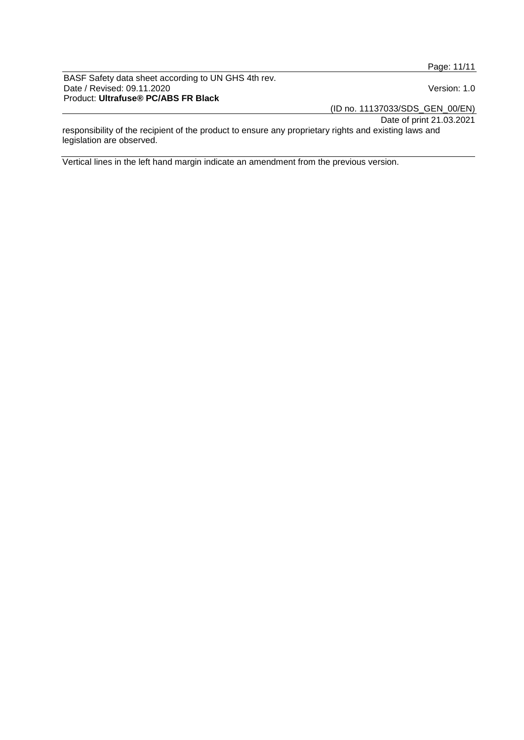responsibility of the recipient of the product to ensure any proprietary rights and existing laws and legislation are observed.

---

Vertical lines in the left hand margin indicate an amendment from the previous version.